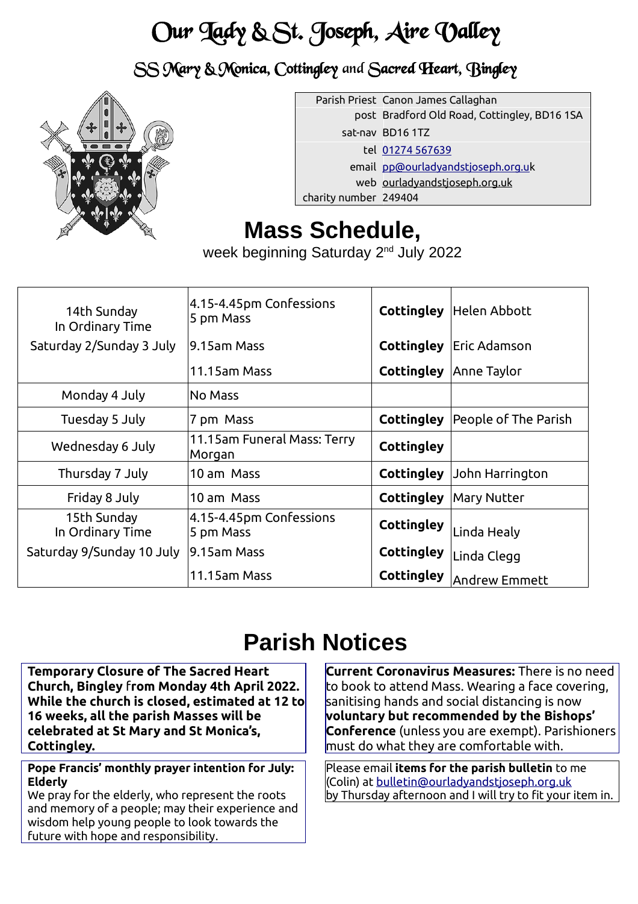# Our Lady & St. Joseph, Aire Valley

## SS Mary & Monica, Cottingley and Sacred Heart, Bingley

| | |
|---|---|
| Parish Priest | Canon James Callaghan |
| post | Bradford Old Road, Cottingley, BD16 1SA |
| sat-nav | BD16 1TZ |
| tel | 01274 567639 |
| email | pp@ourladyandstjoseph.org.uk |
| web | ourladyandstjoseph.org.uk |
| charity number | 249404 |

# Mass Schedule,

week beginning Saturday 2nd July 2022

| | | | |
|---|---|---|---|
| 14th Sunday In Ordinary Time | 4.15-4.45pm Confessions 5 pm Mass | **Cottingley** | Helen Abbott |
| Saturday 2/Sunday 3 July | 9.15am Mass | **Cottingley** | Eric Adamson |
| | 11.15am Mass | **Cottingley** | Anne Taylor |
| Monday 4 July | No Mass | | |
| Tuesday 5 July | 7 pm Mass | **Cottingley** | People of The Parish |
| Wednesday 6 July | 11.15am Funeral Mass: Terry Morgan | **Cottingley** | |
| Thursday 7 July | 10 am Mass | **Cottingley** | John Harrington |
| Friday 8 July | 10 am Mass | **Cottingley** | Mary Nutter |
| 15th Sunday In Ordinary Time | 4.15-4.45pm Confessions 5 pm Mass | **Cottingley** | Linda Healy |
| Saturday 9/Sunday 10 July | 9.15am Mass | **Cottingley** | Linda Clegg |
| | 11.15am Mass | **Cottingley** | Andrew Emmett |

# Parish Notices

**Temporary Closure of The Sacred Heart Church, Bingley from Monday 4th April 2022. While the church is closed, estimated at 12 to 16 weeks, all the parish Masses will be celebrated at St Mary and St Monica's, Cottingley.**

**Pope Francis' monthly prayer intention for July: Elderly**
We pray for the elderly, who represent the roots and memory of a people; may their experience and wisdom help young people to look towards the future with hope and responsibility.

**Current Coronavirus Measures:** There is no need to book to attend Mass. Wearing a face covering, sanitising hands and social distancing is now **voluntary but recommended by the Bishops' Conference** (unless you are exempt). Parishioners must do what they are comfortable with.

Please email **items for the parish bulletin** to me (Colin) at bulletin@ourladyandstjoseph.org.uk by Thursday afternoon and I will try to fit your item in.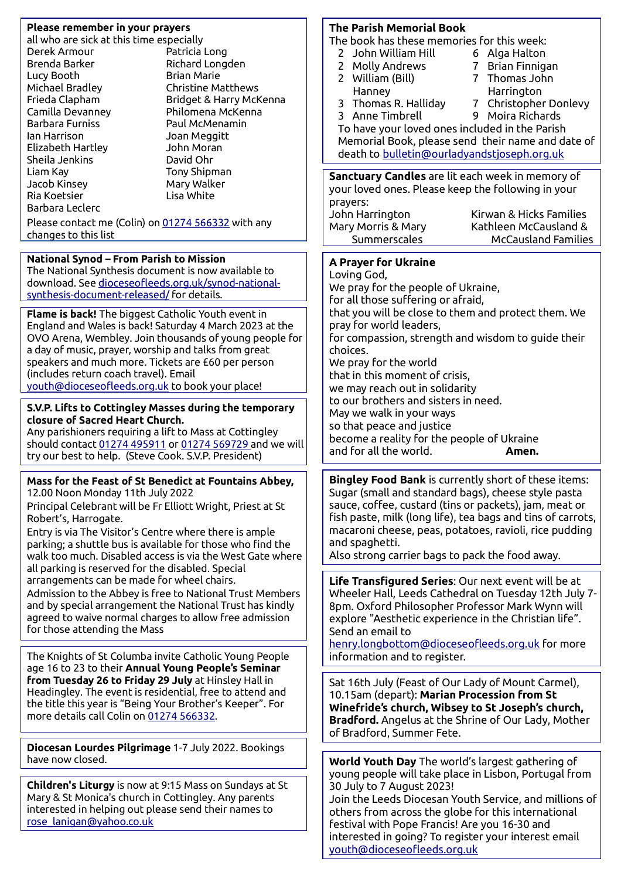**Please remember in your prayers**

all who are sick at this time especially

| | |
|---|---|
| Derek Armour | Patricia Long |
| Brenda Barker | Richard Longden |
| Lucy Booth | Brian Marie |
| Michael Bradley | Christine Matthews |
| Frieda Clapham | Bridget & Harry McKenna |
| Camilla Devanney | Philomena McKenna |
| Barbara Furniss | Paul McMenamin |
| Ian Harrison | Joan Meggitt |
| Elizabeth Hartley | John Moran |
| Sheila Jenkins | David Ohr |
| Liam Kay | Tony Shipman |
| Jacob Kinsey | Mary Walker |
| Ria Koetsier | Lisa White |
| Barbara Leclerc | |

Please contact me (Colin) on 01274 566332 with any changes to this list

**National Synod – From Parish to Mission**

The National Synthesis document is now available to download. See dioceseofleeds.org.uk/synod-national-synthesis-document-released/ for details.

**Flame is back!** The biggest Catholic Youth event in England and Wales is back! Saturday 4 March 2023 at the OVO Arena, Wembley. Join thousands of young people for a day of music, prayer, worship and talks from great speakers and much more. Tickets are £60 per person (includes return coach travel). Email youth@dioceseofleeds.org.uk to book your place!

**S.V.P. Lifts to Cottingley Masses during the temporary closure of Sacred Heart Church.**

Any parishioners requiring a lift to Mass at Cottingley should contact 01274 495911 or 01274 569729 and we will try our best to help. (Steve Cook. S.V.P. President)

**Mass for the Feast of St Benedict at Fountains Abbey,** 12.00 Noon Monday 11th July 2022

Principal Celebrant will be Fr Elliott Wright, Priest at St Robert's, Harrogate.

Entry is via The Visitor's Centre where there is ample parking; a shuttle bus is available for those who find the walk too much. Disabled access is via the West Gate where all parking is reserved for the disabled. Special arrangements can be made for wheel chairs.

Admission to the Abbey is free to National Trust Members and by special arrangement the National Trust has kindly agreed to waive normal charges to allow free admission for those attending the Mass

The Knights of St Columba invite Catholic Young People age 16 to 23 to their **Annual Young People's Seminar from Tuesday 26 to Friday 29 July** at Hinsley Hall in Headingley. The event is residential, free to attend and the title this year is "Being Your Brother's Keeper". For more details call Colin on 01274 566332.

**Diocesan Lourdes Pilgrimage** 1-7 July 2022. Bookings have now closed.

**Children's Liturgy** is now at 9:15 Mass on Sundays at St Mary & St Monica's church in Cottingley. Any parents interested in helping out please send their names to rose_lanigan@yahoo.co.uk

**The Parish Memorial Book**

The book has these memories for this week:

| | | | |
|---|---|---|---|
| 2 | John William Hill | 6 | Alga Halton |
| 2 | Molly Andrews | 7 | Brian Finnigan |
| 2 | William (Bill) Hanney | 7 | Thomas John Harrington |
| 3 | Thomas R. Halliday | 7 | Christopher Donlevy |
| 3 | Anne Timbrell | 9 | Moira Richards |

To have your loved ones included in the Parish Memorial Book, please send their name and date of death to bulletin@ourladyandstjoseph.org.uk

**Sanctuary Candles** are lit each week in memory of your loved ones. Please keep the following in your prayers:

| | |
|---|---|
| John Harrington | Kirwan & Hicks Families |
| Mary Morris & Mary Summerscales | Kathleen McCausland & McCausland Families |

**A Prayer for Ukraine**

Loving God,
We pray for the people of Ukraine,
for all those suffering or afraid,
that you will be close to them and protect them. We pray for world leaders,
for compassion, strength and wisdom to guide their choices.
We pray for the world
that in this moment of crisis,
we may reach out in solidarity
to our brothers and sisters in need.
May we walk in your ways
so that peace and justice
become a reality for the people of Ukraine
and for all the world. **Amen.**

**Bingley Food Bank** is currently short of these items: Sugar (small and standard bags), cheese style pasta sauce, coffee, custard (tins or packets), jam, meat or fish paste, milk (long life), tea bags and tins of carrots, macaroni cheese, peas, potatoes, ravioli, rice pudding and spaghetti.

Also strong carrier bags to pack the food away.

**Life Transfigured Series**: Our next event will be at Wheeler Hall, Leeds Cathedral on Tuesday 12th July 7-8pm. Oxford Philosopher Professor Mark Wynn will explore "Aesthetic experience in the Christian life". Send an email to henry.longbottom@dioceseofleeds.org.uk for more information and to register.

Sat 16th July (Feast of Our Lady of Mount Carmel), 10.15am (depart): **Marian Procession from St Winefride's church, Wibsey to St Joseph's church, Bradford.** Angelus at the Shrine of Our Lady, Mother of Bradford, Summer Fete.

**World Youth Day** The world's largest gathering of young people will take place in Lisbon, Portugal from 30 July to 7 August 2023!

Join the Leeds Diocesan Youth Service, and millions of others from across the globe for this international festival with Pope Francis! Are you 16-30 and interested in going? To register your interest email youth@dioceseofleeds.org.uk